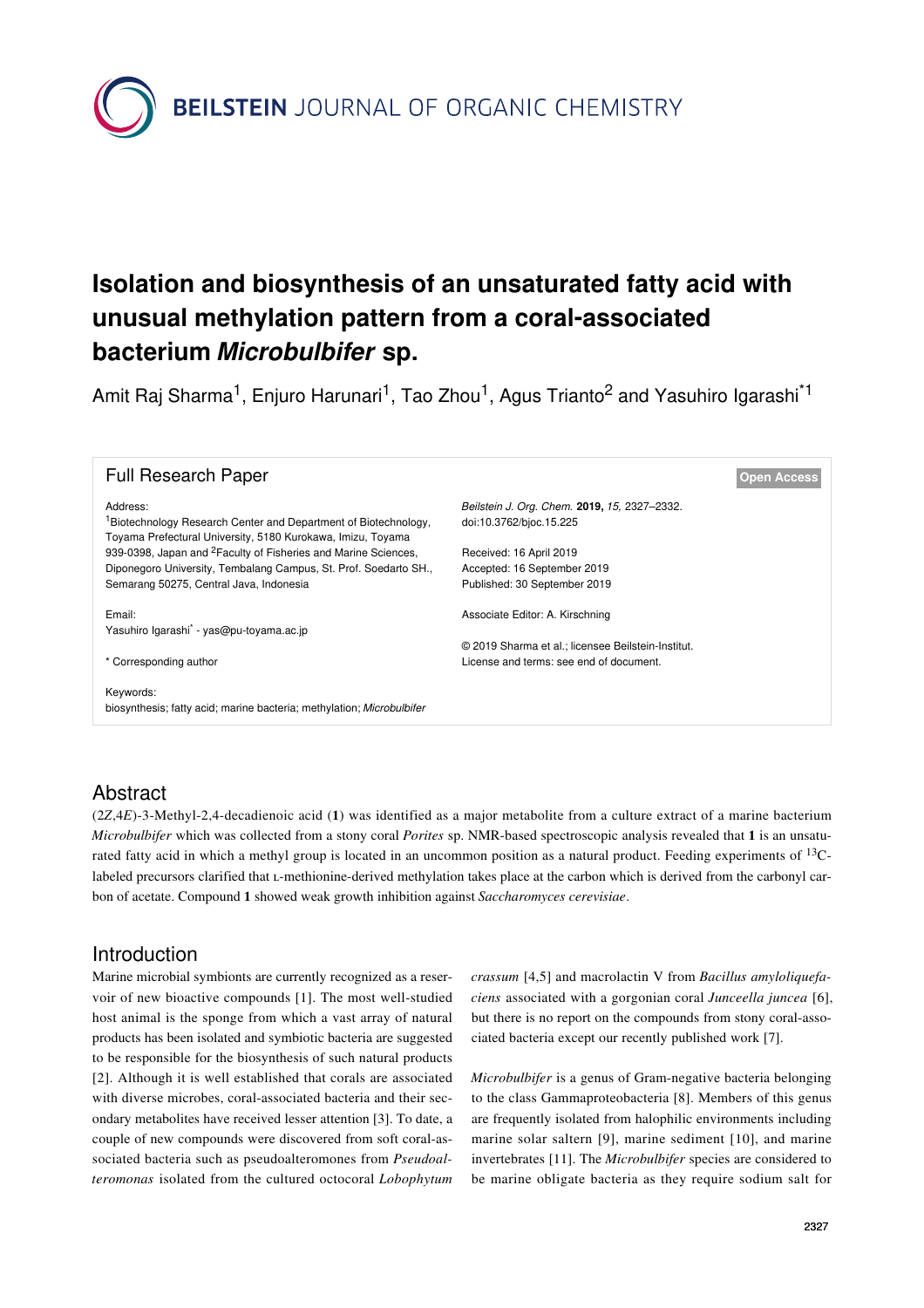BEILSTEIN JOURNAL OF ORGANIC CHEMISTRY

# Isolation and biosynthesis of an unsaturated fatty acid with unusual methylation pattern from a coral-associated bacterium *Microbulbifer* sp.

Amit Raj Sharma[1], Enjuro Harunari[1], Tao Zhou[1], Agus Trianto[2] and Yasuhiro Igarashi[*1]

Full Research Paper

Open Access

Address:
[1]Biotechnology Research Center and Department of Biotechnology, Toyama Prefectural University, 5180 Kurokawa, Imizu, Toyama 939-0398, Japan and [2]Faculty of Fisheries and Marine Sciences, Diponegoro University, Tembalang Campus, St. Prof. Soedarto SH., Semarang 50275, Central Java, Indonesia

Email:
Yasuhiro Igarashi[*] - yas@pu-toyama.ac.jp

* Corresponding author

Keywords:
biosynthesis; fatty acid; marine bacteria; methylation; *Microbulbifer*

*Beilstein J. Org. Chem.* **2019,** *15,* 2327–2332.
doi:10.3762/bjoc.15.225

Received: 16 April 2019
Accepted: 16 September 2019
Published: 30 September 2019

Associate Editor: A. Kirschning

© 2019 Sharma et al.; licensee Beilstein-Institut.
License and terms: see end of document.

## Abstract

(2*Z*,4*E*)-3-Methyl-2,4-decadienoic acid (**1**) was identified as a major metabolite from a culture extract of a marine bacterium *Microbulbifer* which was collected from a stony coral *Porites* sp. NMR-based spectroscopic analysis revealed that **1** is an unsaturated fatty acid in which a methyl group is located in an uncommon position as a natural product. Feeding experiments of $^{13}C$-labeled precursors clarified that L-methionine-derived methylation takes place at the carbon which is derived from the carbonyl carbon of acetate. Compound **1** showed weak growth inhibition against *Saccharomyces cerevisiae*.

## Introduction

Marine microbial symbionts are currently recognized as a reservoir of new bioactive compounds [1]. The most well-studied host animal is the sponge from which a vast array of natural products has been isolated and symbiotic bacteria are suggested to be responsible for the biosynthesis of such natural products [2]. Although it is well established that corals are associated with diverse microbes, coral-associated bacteria and their secondary metabolites have received lesser attention [3]. To date, a couple of new compounds were discovered from soft coral-associated bacteria such as pseudoalteromones from *Pseudoalteromonas* isolated from the cultured octocoral *Lobophytum crassum* [4,5] and macrolactin V from *Bacillus amyloliquefaciens* associated with a gorgonian coral *Junceella juncea* [6], but there is no report on the compounds from stony coral-associated bacteria except our recently published work [7].

*Microbulbifer* is a genus of Gram-negative bacteria belonging to the class Gammaproteobacteria [8]. Members of this genus are frequently isolated from halophilic environments including marine solar saltern [9], marine sediment [10], and marine invertebrates [11]. The *Microbulbifer* species are considered to be marine obligate bacteria as they require sodium salt for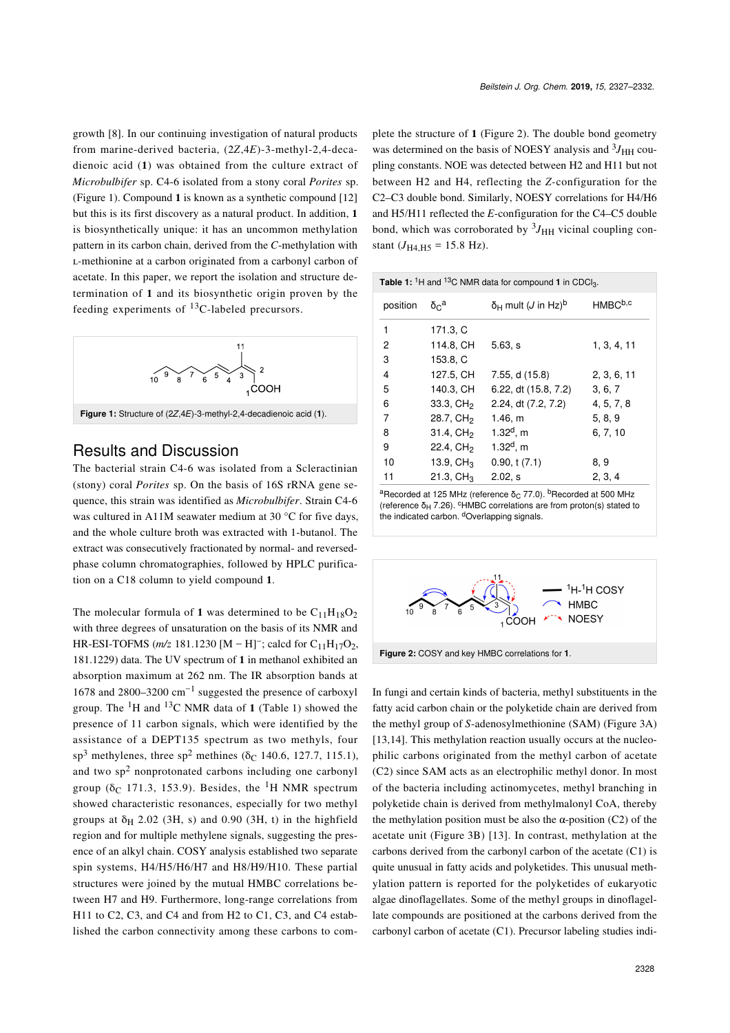growth [8]. In our continuing investigation of natural products from marine-derived bacteria, (2*Z*,4*E*)-3-methyl-2,4-decadienoic acid (**1**) was obtained from the culture extract of *Microbulbifer* sp. C4-6 isolated from a stony coral *Porites* sp. (Figure 1). Compound **1** is known as a synthetic compound [12] but this is its first discovery as a natural product. In addition, **1** is biosynthetically unique: it has an uncommon methylation pattern in its carbon chain, derived from the *C*-methylation with L-methionine at a carbon originated from a carbonyl carbon of acetate. In this paper, we report the isolation and structure determination of **1** and its biosynthetic origin proven by the feeding experiments of $^{13}$C-labeled precursors.

10 9 8 7 6 5 4 3 2 11 1 COOH

**Figure 1:** Structure of (2*Z*,4*E*)-3-methyl-2,4-decadienoic acid (**1**).

## Results and Discussion

The bacterial strain C4-6 was isolated from a Scleractinian (stony) coral *Porites* sp. On the basis of 16S rRNA gene sequence, this strain was identified as *Microbulbifer*. Strain C4-6 was cultured in A11M seawater medium at 30 °C for five days, and the whole culture broth was extracted with 1-butanol. The extract was consecutively fractionated by normal- and reversed-phase column chromatographies, followed by HPLC purification on a C18 column to yield compound **1**.

The molecular formula of **1** was determined to be $C_{11}H_{18}O_2$ with three degrees of unsaturation on the basis of its NMR and HR-ESI-TOFMS (*m/z* 181.1230 [M − H]$^-$; calcd for $C_{11}H_{17}O_2$, 181.1229) data. The UV spectrum of **1** in methanol exhibited an absorption maximum at 262 nm. The IR absorption bands at 1678 and 2800–3200 cm$^{-1}$ suggested the presence of carboxyl group. The $^1$H and $^{13}$C NMR data of **1** (Table 1) showed the presence of 11 carbon signals, which were identified by the assistance of a DEPT135 spectrum as two methyls, four sp$^3$ methylenes, three sp$^2$ methines ($\delta_C$ 140.6, 127.7, 115.1), and two sp$^2$ nonprotonated carbons including one carbonyl group ($\delta_C$ 171.3, 153.9). Besides, the $^1$H NMR spectrum showed characteristic resonances, especially for two methyl groups at $\delta_H$ 2.02 (3H, s) and 0.90 (3H, t) in the highfield region and for multiple methylene signals, suggesting the presence of an alkyl chain. COSY analysis established two separate spin systems, H4/H5/H6/H7 and H8/H9/H10. These partial structures were joined by the mutual HMBC correlations between H7 and H9. Furthermore, long-range correlations from H11 to C2, C3, and C4 and from H2 to C1, C3, and C4 established the carbon connectivity among these carbons to complete the structure of **1** (Figure 2). The double bond geometry was determined on the basis of NOESY analysis and $^3J_{HH}$ coupling constants. NOE was detected between H2 and H11 but not between H2 and H4, reflecting the *Z*-configuration for the C2–C3 double bond. Similarly, NOESY correlations for H4/H6 and H5/H11 reflected the *E*-configuration for the C4–C5 double bond, which was corroborated by $^3J_{HH}$ vicinal coupling constant ($J_{H4,H5}$ = 15.8 Hz).

**Table 1:** $^1$H and $^{13}$C NMR data for compound **1** in $CDCl_3$.

| position | $\delta_C$[a] | $\delta_H$ mult (*J* in Hz)[b] | HMBC[b,c] |
|---|---|---|---|
| 1 | 171.3, C | | |
| 2 | 114.8, CH | 5.63, s | 1, 3, 4, 11 |
| 3 | 153.8, C | | |
| 4 | 127.5, CH | 7.55, d (15.8) | 2, 3, 6, 11 |
| 5 | 140.3, CH | 6.22, dt (15.8, 7.2) | 3, 6, 7 |
| 6 | 33.3, $CH_2$ | 2.24, dt (7.2, 7.2) | 4, 5, 7, 8 |
| 7 | 28.7, $CH_2$ | 1.46, m | 5, 8, 9 |
| 8 | 31.4, $CH_2$ | 1.32[d], m | 6, 7, 10 |
| 9 | 22.4, $CH_2$ | 1.32[d], m | |
| 10 | 13.9, $CH_3$ | 0.90, t (7.1) | 8, 9 |
| 11 | 21.3, $CH_3$ | 2.02, s | 2, 3, 4 |

[a]Recorded at 125 MHz (reference $\delta_C$ 77.0). [b]Recorded at 500 MHz (reference $\delta_H$ 7.26). [c]HMBC correlations are from proton(s) stated to the indicated carbon. [d]Overlapping signals.

10 8 7 6 5 3 11 1 COOH

$^1$H-$^1$H COSY
HMBC
NOESY

**Figure 2:** COSY and key HMBC correlations for **1**.

In fungi and certain kinds of bacteria, methyl substituents in the fatty acid carbon chain or the polyketide chain are derived from the methyl group of *S*-adenosylmethionine (SAM) (Figure 3A) [13,14]. This methylation reaction usually occurs at the nucleophilic carbons originated from the methyl carbon of acetate (C2) since SAM acts as an electrophilic methyl donor. In most of the bacteria including actinomycetes, methyl branching in polyketide chain is derived from methylmalonyl CoA, thereby the methylation position must be also the α-position (C2) of the acetate unit (Figure 3B) [13]. In contrast, methylation at the carbons derived from the carbonyl carbon of the acetate (C1) is quite unusual in fatty acids and polyketides. This unusual methylation pattern is reported for the polyketides of eukaryotic algae dinoflagellates. Some of the methyl groups in dinoflagellate compounds are positioned at the carbons derived from the carbonyl carbon of acetate (C1). Precursor labeling studies indi-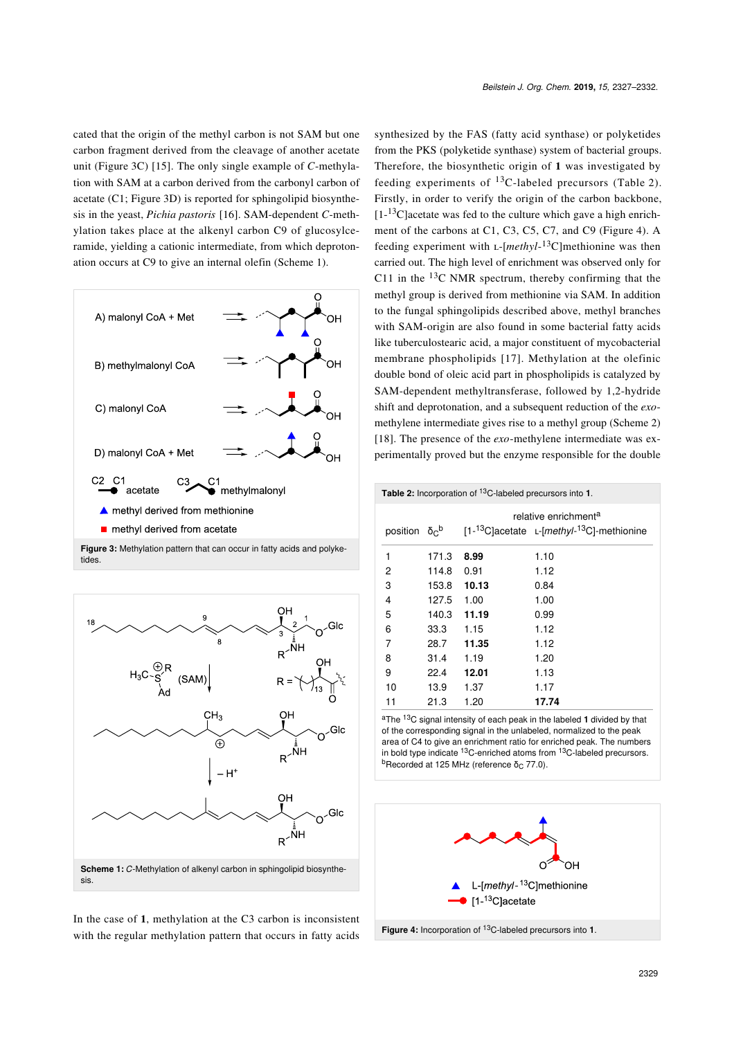cated that the origin of the methyl carbon is not SAM but one carbon fragment derived from the cleavage of another acetate unit (Figure 3C) [15]. The only single example of *C*-methylation with SAM at a carbon derived from the carbonyl carbon of acetate (C1; Figure 3D) is reported for sphingolipid biosynthesis in the yeast, *Pichia pastoris* [16]. SAM-dependent *C*-methylation takes place at the alkenyl carbon C9 of glucosylceramide, yielding a cationic intermediate, from which deprotonation occurs at C9 to give an internal olefin (Scheme 1).

A) malonyl CoA + Met

B) methylmalonyl CoA

C) malonyl CoA

D) malonyl CoA + Met

C2 C1 acetate

C3 C1 methylmalonyl

methyl derived from methionine

methyl derived from acetate

**Figure 3:** Methylation pattern that can occur in fatty acids and polyketides.

**Scheme 1:** *C*-Methylation of alkenyl carbon in sphingolipid biosynthesis.

In the case of **1**, methylation at the C3 carbon is inconsistent with the regular methylation pattern that occurs in fatty acids synthesized by the FAS (fatty acid synthase) or polyketides from the PKS (polyketide synthase) system of bacterial groups. Therefore, the biosynthetic origin of **1** was investigated by feeding experiments of $^{13}$C-labeled precursors (Table 2). Firstly, in order to verify the origin of the carbon backbone, [1-$^{13}$C]acetate was fed to the culture which gave a high enrichment of the carbons at C1, C3, C5, C7, and C9 (Figure 4). A feeding experiment with L-[*methyl*-$^{13}$C]methionine was then carried out. The high level of enrichment was observed only for C11 in the $^{13}$C NMR spectrum, thereby confirming that the methyl group is derived from methionine via SAM. In addition to the fungal sphingolipids described above, methyl branches with SAM-origin are also found in some bacterial fatty acids like tuberculostearic acid, a major constituent of mycobacterial membrane phospholipids [17]. Methylation at the olefinic double bond of oleic acid part in phospholipids is catalyzed by SAM-dependent methyltransferase, followed by 1,2-hydride shift and deprotonation, and a subsequent reduction of the *exo*-methylene intermediate gives rise to a methyl group (Scheme 2) [18]. The presence of the *exo*-methylene intermediate was experimentally proved but the enzyme responsible for the double

**Table 2:** Incorporation of $^{13}$C-labeled precursors into **1**.

| position | $\delta_C$[b] | relative enrichment[a] [1-$^{13}$C]acetate | relative enrichment[a] L-[*methyl*-$^{13}$C]-methionine |
|---|---|---|---|
| 1 | 171.3 | **8.99** | 1.10 |
| 2 | 114.8 | 0.91 | 1.12 |
| 3 | 153.8 | **10.13** | 0.84 |
| 4 | 127.5 | 1.00 | 1.00 |
| 5 | 140.3 | **11.19** | 0.99 |
| 6 | 33.3 | 1.15 | 1.12 |
| 7 | 28.7 | **11.35** | 1.12 |
| 8 | 31.4 | 1.19 | 1.20 |
| 9 | 22.4 | **12.01** | 1.13 |
| 10 | 13.9 | 1.37 | 1.17 |
| 11 | 21.3 | 1.20 | **17.74** |

[a]The $^{13}$C signal intensity of each peak in the labeled **1** divided by that of the corresponding signal in the unlabeled, normalized to the peak area of C4 to give an enrichment ratio for enriched peak. The numbers in bold type indicate $^{13}$C-enriched atoms from $^{13}$C-labeled precursors. [b]Recorded at 125 MHz (reference $\delta_C$ 77.0).

L-[*methyl*-$^{13}$C]methionine

[1-$^{13}$C]acetate

**Figure 4:** Incorporation of $^{13}$C-labeled precursors into **1**.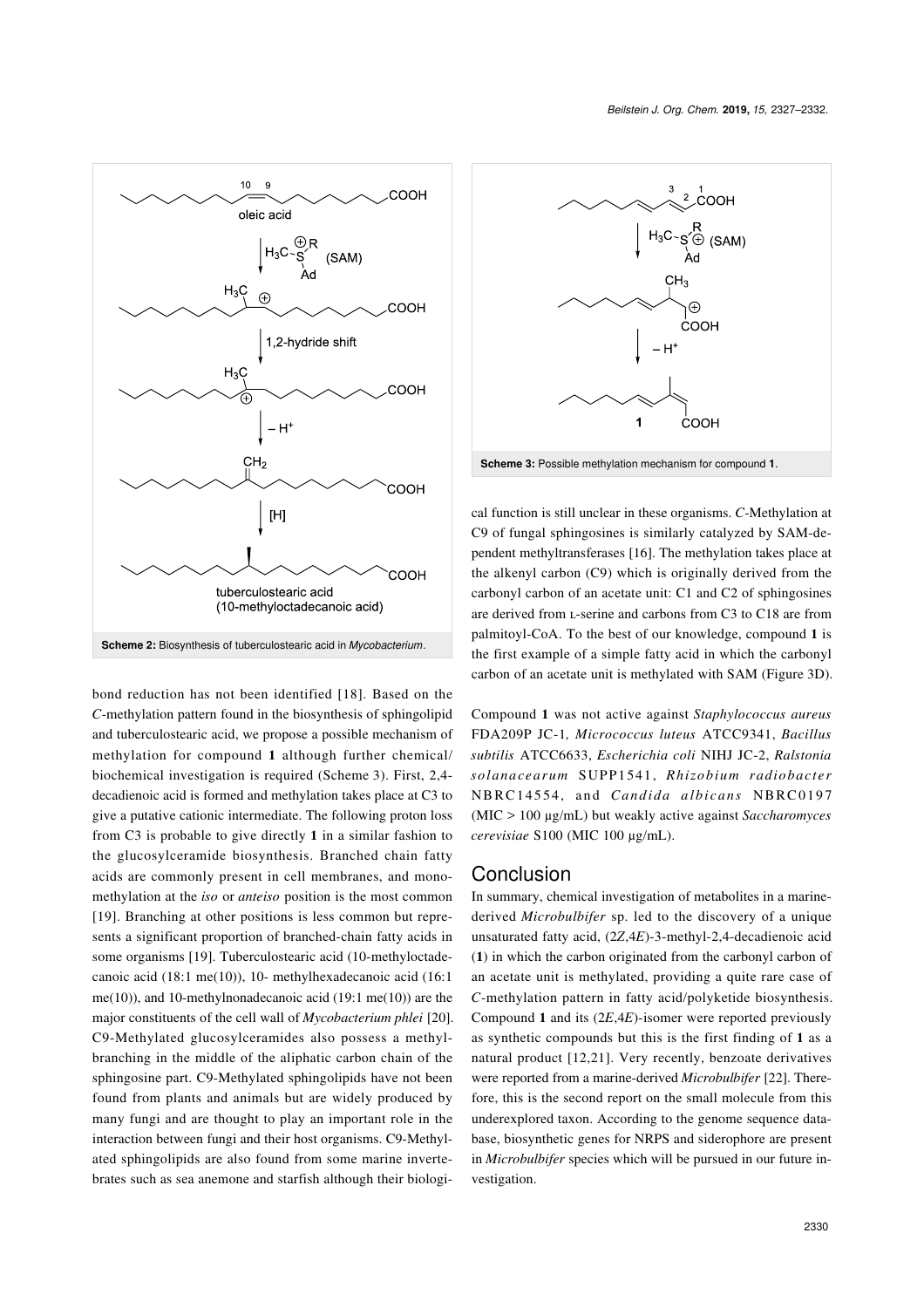oleic acid

$H_3C-S^{\oplus}R$ (SAM)
Ad

1,2-hydride shift

$-H^+$

[H]

tuberculostearic acid
(10-methyloctadecanoic acid)

**Scheme 2:** Biosynthesis of tuberculostearic acid in *Mycobacterium*.

COOH

$H_3C-S^{\oplus}R$ (SAM)
Ad

$-H^+$

1

**Scheme 3:** Possible methylation mechanism for compound **1**.

bond reduction has not been identified [18]. Based on the *C*-methylation pattern found in the biosynthesis of sphingolipid and tuberculostearic acid, we propose a possible mechanism of methylation for compound **1** although further chemical/biochemical investigation is required (Scheme 3). First, 2,4-decadienoic acid is formed and methylation takes place at C3 to give a putative cationic intermediate. The following proton loss from C3 is probable to give directly **1** in a similar fashion to the glucosylceramide biosynthesis. Branched chain fatty acids are commonly present in cell membranes, and monomethylation at the *iso* or *anteiso* position is the most common [19]. Branching at other positions is less common but represents a significant proportion of branched-chain fatty acids in some organisms [19]. Tuberculostearic acid (10-methyloctadecanoic acid (18:1 me(10)), 10- methylhexadecanoic acid (16:1 me(10)), and 10-methylnonadecanoic acid (19:1 me(10)) are the major constituents of the cell wall of *Mycobacterium phlei* [20]. C9-Methylated glucosylceramides also possess a methyl-branching in the middle of the aliphatic carbon chain of the sphingosine part. C9-Methylated sphingolipids have not been found from plants and animals but are widely produced by many fungi and are thought to play an important role in the interaction between fungi and their host organisms. C9-Methylated sphingolipids are also found from some marine invertebrates such as sea anemone and starfish although their biological function is still unclear in these organisms. *C*-Methylation at C9 of fungal sphingosines is similarly catalyzed by SAM-dependent methyltransferases [16]. The methylation takes place at the alkenyl carbon (C9) which is originally derived from the carbonyl carbon of an acetate unit: C1 and C2 of sphingosines are derived from L-serine and carbons from C3 to C18 are from palmitoyl-CoA. To the best of our knowledge, compound **1** is the first example of a simple fatty acid in which the carbonyl carbon of an acetate unit is methylated with SAM (Figure 3D).

Compound **1** was not active against *Staphylococcus aureus* FDA209P JC-1, *Micrococcus luteus* ATCC9341, *Bacillus subtilis* ATCC6633, *Escherichia coli* NIHJ JC-2, *Ralstonia solanacearum* SUPP1541, *Rhizobium radiobacter* NBRC14554, and *Candida albicans* NBRC0197 (MIC > 100 µg/mL) but weakly active against *Saccharomyces cerevisiae* S100 (MIC 100 µg/mL).

## Conclusion

In summary, chemical investigation of metabolites in a marine-derived *Microbulbifer* sp. led to the discovery of a unique unsaturated fatty acid, (2*Z*,4*E*)-3-methyl-2,4-decadienoic acid (**1**) in which the carbon originated from the carbonyl carbon of an acetate unit is methylated, providing a quite rare case of *C*-methylation pattern in fatty acid/polyketide biosynthesis. Compound **1** and its (2*E*,4*E*)-isomer were reported previously as synthetic compounds but this is the first finding of **1** as a natural product [12,21]. Very recently, benzoate derivatives were reported from a marine-derived *Microbulbifer* [22]. Therefore, this is the second report on the small molecule from this underexplored taxon. According to the genome sequence database, biosynthetic genes for NRPS and siderophore are present in *Microbulbifer* species which will be pursued in our future investigation.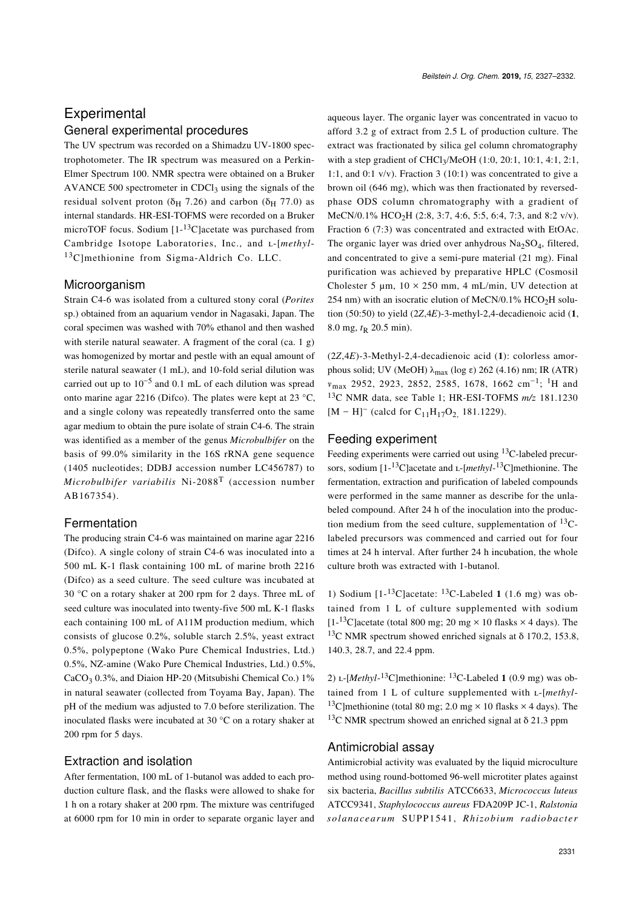## Experimental

### General experimental procedures

The UV spectrum was recorded on a Shimadzu UV-1800 spectrophotometer. The IR spectrum was measured on a Perkin-Elmer Spectrum 100. NMR spectra were obtained on a Bruker AVANCE 500 spectrometer in $CDCl_3$ using the signals of the residual solvent proton ($\delta_H$ 7.26) and carbon ($\delta_H$ 77.0) as internal standards. HR-ESI-TOFMS were recorded on a Bruker microTOF focus. Sodium [1-$^{13}$C]acetate was purchased from Cambridge Isotope Laboratories, Inc., and L-[*methyl*-$^{13}$C]methionine from Sigma-Aldrich Co. LLC.

### Microorganism

Strain C4-6 was isolated from a cultured stony coral (*Porites* sp.) obtained from an aquarium vendor in Nagasaki, Japan. The coral specimen was washed with 70% ethanol and then washed with sterile natural seawater. A fragment of the coral (ca. 1 g) was homogenized by mortar and pestle with an equal amount of sterile natural seawater (1 mL), and 10-fold serial dilution was carried out up to $10^{-5}$ and 0.1 mL of each dilution was spread onto marine agar 2216 (Difco). The plates were kept at 23 °C, and a single colony was repeatedly transferred onto the same agar medium to obtain the pure isolate of strain C4-6. The strain was identified as a member of the genus *Microbulbifer* on the basis of 99.0% similarity in the 16S rRNA gene sequence (1405 nucleotides; DDBJ accession number LC456787) to *Microbulbifer variabilis* Ni-2088$^T$ (accession number AB167354).

### Fermentation

The producing strain C4-6 was maintained on marine agar 2216 (Difco). A single colony of strain C4-6 was inoculated into a 500 mL K-1 flask containing 100 mL of marine broth 2216 (Difco) as a seed culture. The seed culture was incubated at 30 °C on a rotary shaker at 200 rpm for 2 days. Three mL of seed culture was inoculated into twenty-five 500 mL K-1 flasks each containing 100 mL of A11M production medium, which consists of glucose 0.2%, soluble starch 2.5%, yeast extract 0.5%, polypeptone (Wako Pure Chemical Industries, Ltd.) 0.5%, NZ-amine (Wako Pure Chemical Industries, Ltd.) 0.5%, $CaCO_3$ 0.3%, and Diaion HP-20 (Mitsubishi Chemical Co.) 1% in natural seawater (collected from Toyama Bay, Japan). The pH of the medium was adjusted to 7.0 before sterilization. The inoculated flasks were incubated at 30 °C on a rotary shaker at 200 rpm for 5 days.

### Extraction and isolation

After fermentation, 100 mL of 1-butanol was added to each production culture flask, and the flasks were allowed to shake for 1 h on a rotary shaker at 200 rpm. The mixture was centrifuged at 6000 rpm for 10 min in order to separate organic layer and aqueous layer. The organic layer was concentrated in vacuo to afford 3.2 g of extract from 2.5 L of production culture. The extract was fractionated by silica gel column chromatography with a step gradient of $CHCl_3$/MeOH (1:0, 20:1, 10:1, 4:1, 2:1, 1:1, and 0:1 v/v). Fraction 3 (10:1) was concentrated to give a brown oil (646 mg), which was then fractionated by reversed-phase ODS column chromatography with a gradient of MeCN/0.1% $HCO_2H$ (2:8, 3:7, 4:6, 5:5, 6:4, 7:3, and 8:2 v/v). Fraction 6 (7:3) was concentrated and extracted with EtOAc. The organic layer was dried over anhydrous $Na_2SO_4$, filtered, and concentrated to give a semi-pure material (21 mg). Final purification was achieved by preparative HPLC (Cosmosil Cholester 5 μm, 10 × 250 mm, 4 mL/min, UV detection at 254 nm) with an isocratic elution of MeCN/0.1% $HCO_2H$ solution (50:50) to yield (2*Z*,4*E*)-3-methyl-2,4-decadienoic acid (**1**, 8.0 mg, $t_R$ 20.5 min).

(2*Z*,4*E*)-3-Methyl-2,4-decadienoic acid (**1**): colorless amorphous solid; UV (MeOH) $\lambda_{max}$ (log ε) 262 (4.16) nm; IR (ATR) $\nu_{max}$ 2952, 2923, 2852, 2585, 1678, 1662 cm$^{-1}$; $^1$H and $^{13}$C NMR data, see Table 1; HR-ESI-TOFMS *m/z* 181.1230 [M − H]$^-$ (calcd for $C_{11}H_{17}O_2$, 181.1229).

### Feeding experiment

Feeding experiments were carried out using $^{13}$C-labeled precursors, sodium [1-$^{13}$C]acetate and L-[*methyl*-$^{13}$C]methionine. The fermentation, extraction and purification of labeled compounds were performed in the same manner as describe for the unlabeled compound. After 24 h of the inoculation into the production medium from the seed culture, supplementation of $^{13}$C-labeled precursors was commenced and carried out for four times at 24 h interval. After further 24 h incubation, the whole culture broth was extracted with 1-butanol.

1) Sodium [1-$^{13}$C]acetate: $^{13}$C-Labeled **1** (1.6 mg) was obtained from 1 L of culture supplemented with sodium [1-$^{13}$C]acetate (total 800 mg; 20 mg × 10 flasks × 4 days). The $^{13}$C NMR spectrum showed enriched signals at δ 170.2, 153.8, 140.3, 28.7, and 22.4 ppm.

2) L-[*Methyl*-$^{13}$C]methionine: $^{13}$C-Labeled **1** (0.9 mg) was obtained from 1 L of culture supplemented with L-[*methyl*-$^{13}$C]methionine (total 80 mg; 2.0 mg × 10 flasks × 4 days). The $^{13}$C NMR spectrum showed an enriched signal at δ 21.3 ppm

### Antimicrobial assay

Antimicrobial activity was evaluated by the liquid microculture method using round-bottomed 96-well microtiter plates against six bacteria, *Bacillus subtilis* ATCC6633, *Micrococcus luteus* ATCC9341, *Staphylococcus aureus* FDA209P JC-1, *Ralstonia solanacearum* SUPP1541, *Rhizobium radiobacter*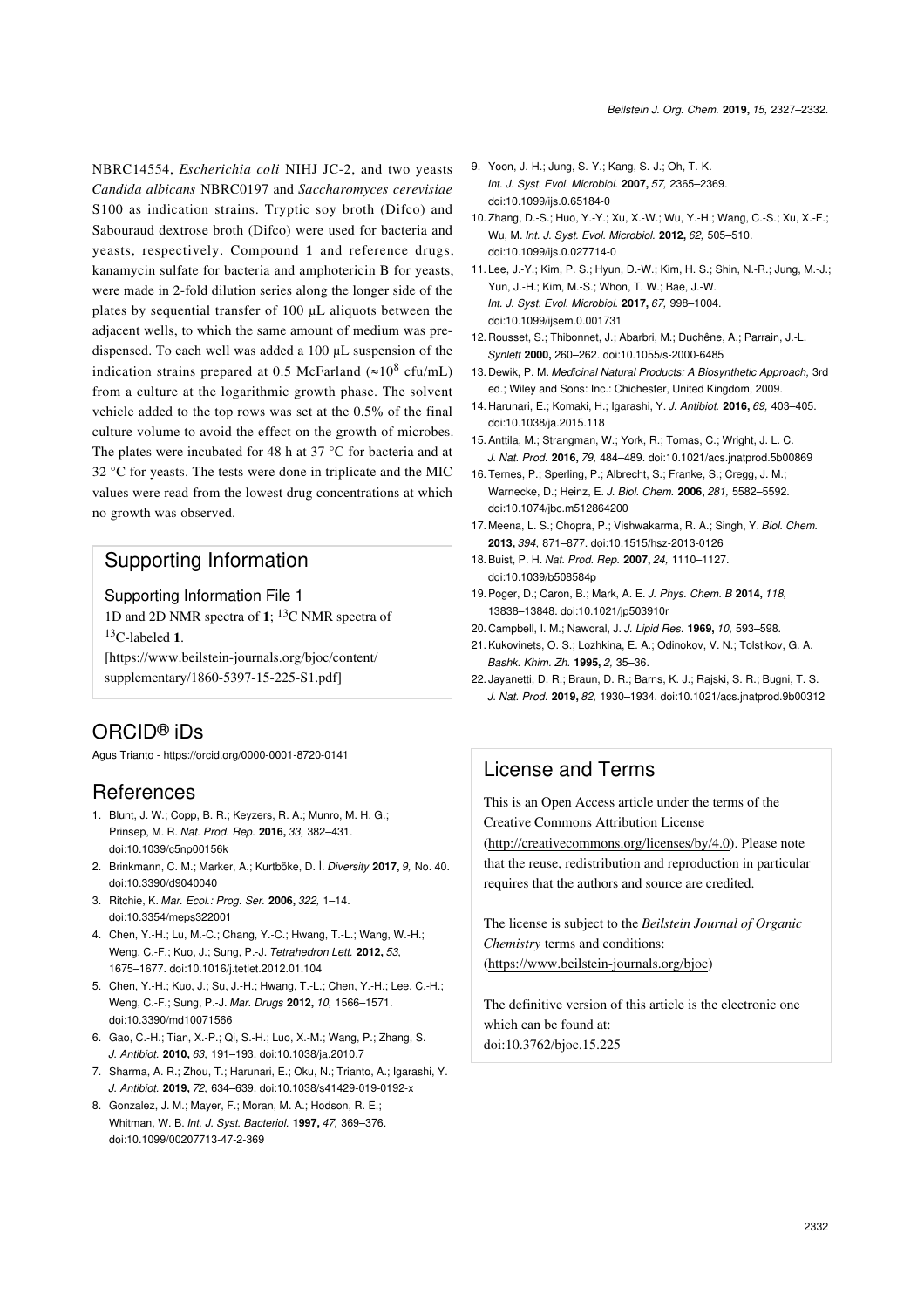NBRC14554, *Escherichia coli* NIHJ JC-2, and two yeasts *Candida albicans* NBRC0197 and *Saccharomyces cerevisiae* S100 as indication strains. Tryptic soy broth (Difco) and Sabouraud dextrose broth (Difco) were used for bacteria and yeasts, respectively. Compound **1** and reference drugs, kanamycin sulfate for bacteria and amphotericin B for yeasts, were made in 2-fold dilution series along the longer side of the plates by sequential transfer of 100 µL aliquots between the adjacent wells, to which the same amount of medium was pre-dispensed. To each well was added a 100 µL suspension of the indication strains prepared at 0.5 McFarland ($\approx 10^8$ cfu/mL) from a culture at the logarithmic growth phase. The solvent vehicle added to the top rows was set at the 0.5% of the final culture volume to avoid the effect on the growth of microbes. The plates were incubated for 48 h at 37 °C for bacteria and at 32 °C for yeasts. The tests were done in triplicate and the MIC values were read from the lowest drug concentrations at which no growth was observed.

## Supporting Information

Supporting Information File 1
1D and 2D NMR spectra of **1**; $^{13}C$ NMR spectra of $^{13}C$-labeled **1**.
[https://www.beilstein-journals.org/bjoc/content/supplementary/1860-5397-15-225-S1.pdf]

## ORCID® iDs

Agus Trianto - https://orcid.org/0000-0001-8720-0141

## References

1. Blunt, J. W.; Copp, B. R.; Keyzers, R. A.; Munro, M. H. G.; Prinsep, M. R. *Nat. Prod. Rep.* **2016,** *33,* 382–431. doi:10.1039/c5np00156k
2. Brinkmann, C. M.; Marker, A.; Kurtböke, D. İ. *Diversity* **2017,** *9,* No. 40. doi:10.3390/d9040040
3. Ritchie, K. *Mar. Ecol.: Prog. Ser.* **2006,** *322,* 1–14. doi:10.3354/meps322001
4. Chen, Y.-H.; Lu, M.-C.; Chang, Y.-C.; Hwang, T.-L.; Wang, W.-H.; Weng, C.-F.; Kuo, J.; Sung, P.-J. *Tetrahedron Lett.* **2012,** *53,* 1675–1677. doi:10.1016/j.tetlet.2012.01.104
5. Chen, Y.-H.; Kuo, J.; Su, J.-H.; Hwang, T.-L.; Chen, Y.-H.; Lee, C.-H.; Weng, C.-F.; Sung, P.-J. *Mar. Drugs* **2012,** *10,* 1566–1571. doi:10.3390/md10071566
6. Gao, C.-H.; Tian, X.-P.; Qi, S.-H.; Luo, X.-M.; Wang, P.; Zhang, S. *J. Antibiot.* **2010,** *63,* 191–193. doi:10.1038/ja.2010.7
7. Sharma, A. R.; Zhou, T.; Harunari, E.; Oku, N.; Trianto, A.; Igarashi, Y. *J. Antibiot.* **2019,** *72,* 634–639. doi:10.1038/s41429-019-0192-x
8. Gonzalez, J. M.; Mayer, F.; Moran, M. A.; Hodson, R. E.; Whitman, W. B. *Int. J. Syst. Bacteriol.* **1997,** *47,* 369–376. doi:10.1099/00207713-47-2-369
9. Yoon, J.-H.; Jung, S.-Y.; Kang, S.-J.; Oh, T.-K. *Int. J. Syst. Evol. Microbiol.* **2007,** *57,* 2365–2369. doi:10.1099/ijs.0.65184-0
10. Zhang, D.-S.; Huo, Y.-Y.; Xu, X.-W.; Wu, Y.-H.; Wang, C.-S.; Xu, X.-F.; Wu, M. *Int. J. Syst. Evol. Microbiol.* **2012,** *62,* 505–510. doi:10.1099/ijs.0.027714-0
11. Lee, J.-Y.; Kim, P. S.; Hyun, D.-W.; Kim, H. S.; Shin, N.-R.; Jung, M.-J.; Yun, J.-H.; Kim, M.-S.; Whon, T. W.; Bae, J.-W. *Int. J. Syst. Evol. Microbiol.* **2017,** *67,* 998–1004. doi:10.1099/ijsem.0.001731
12. Rousset, S.; Thibonnet, J.; Abarbri, M.; Duchêne, A.; Parrain, J.-L. *Synlett* **2000,** 260–262. doi:10.1055/s-2000-6485
13. Dewik, P. M. *Medicinal Natural Products: A Biosynthetic Approach,* 3rd ed.; Wiley and Sons: Inc.: Chichester, United Kingdom, 2009.
14. Harunari, E.; Komaki, H.; Igarashi, Y. *J. Antibiot.* **2016,** *69,* 403–405. doi:10.1038/ja.2015.118
15. Anttila, M.; Strangman, W.; York, R.; Tomas, C.; Wright, J. L. C. *J. Nat. Prod.* **2016,** *79,* 484–489. doi:10.1021/acs.jnatprod.5b00869
16. Ternes, P.; Sperling, P.; Albrecht, S.; Franke, S.; Cregg, J. M.; Warnecke, D.; Heinz, E. *J. Biol. Chem.* **2006,** *281,* 5582–5592. doi:10.1074/jbc.m512864200
17. Meena, L. S.; Chopra, P.; Vishwakarma, R. A.; Singh, Y. *Biol. Chem.* **2013,** *394,* 871–877. doi:10.1515/hsz-2013-0126
18. Buist, P. H. *Nat. Prod. Rep.* **2007,** *24,* 1110–1127. doi:10.1039/b508584p
19. Poger, D.; Caron, B.; Mark, A. E. *J. Phys. Chem. B* **2014,** *118,* 13838–13848. doi:10.1021/jp503910r
20. Campbell, I. M.; Naworal, J. *J. Lipid Res.* **1969,** *10,* 593–598.
21. Kukovinets, O. S.; Lozhkina, E. A.; Odinokov, V. N.; Tolstikov, G. A. *Bashk. Khim. Zh.* **1995,** *2,* 35–36.
22. Jayanetti, D. R.; Braun, D. R.; Barns, K. J.; Rajski, S. R.; Bugni, T. S. *J. Nat. Prod.* **2019,** *82,* 1930–1934. doi:10.1021/acs.jnatprod.9b00312

## License and Terms

This is an Open Access article under the terms of the Creative Commons Attribution License (http://creativecommons.org/licenses/by/4.0). Please note that the reuse, redistribution and reproduction in particular requires that the authors and source are credited.

The license is subject to the *Beilstein Journal of Organic Chemistry* terms and conditions: (https://www.beilstein-journals.org/bjoc)

The definitive version of this article is the electronic one which can be found at:
doi:10.3762/bjoc.15.225